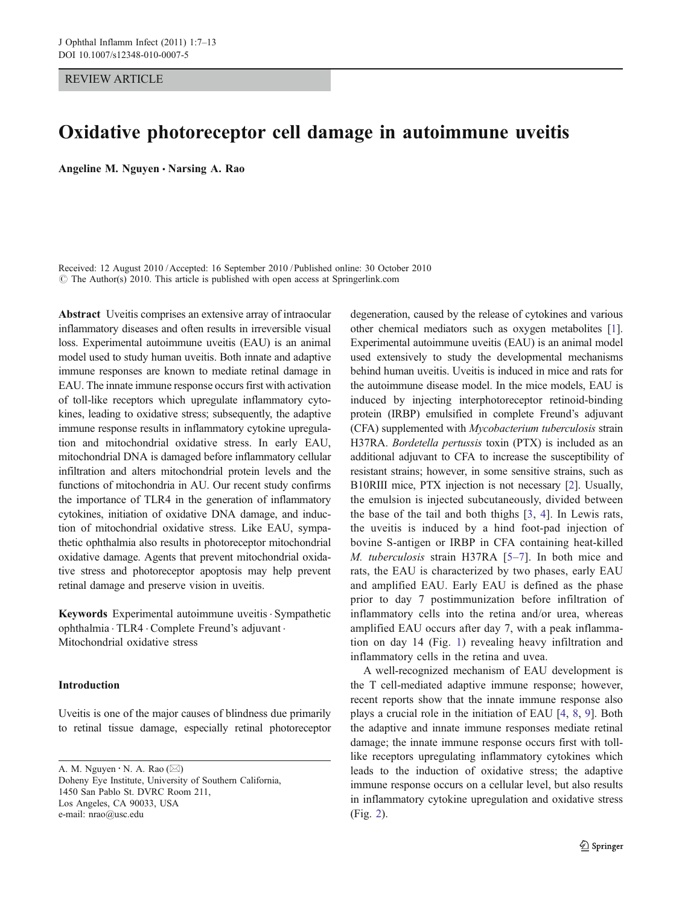REVIEW ARTICLE

# Oxidative photoreceptor cell damage in autoimmune uveitis

**Angeline M. Nguyen · Narsing A. Rao**

Received: 12 August 2010 / Accepted: 16 September 2010 / Published online: 30 October 2010
© The Author(s) 2010. This article is published with open access at Springerlink.com

**Abstract** Uveitis comprises an extensive array of intraocular inflammatory diseases and often results in irreversible visual loss. Experimental autoimmune uveitis (EAU) is an animal model used to study human uveitis. Both innate and adaptive immune responses are known to mediate retinal damage in EAU. The innate immune response occurs first with activation of toll-like receptors which upregulate inflammatory cytokines, leading to oxidative stress; subsequently, the adaptive immune response results in inflammatory cytokine upregulation and mitochondrial oxidative stress. In early EAU, mitochondrial DNA is damaged before inflammatory cellular infiltration and alters mitochondrial protein levels and the functions of mitochondria in AU. Our recent study confirms the importance of TLR4 in the generation of inflammatory cytokines, initiation of oxidative DNA damage, and induction of mitochondrial oxidative stress. Like EAU, sympathetic ophthalmia also results in photoreceptor mitochondrial oxidative damage. Agents that prevent mitochondrial oxidative stress and photoreceptor apoptosis may help prevent retinal damage and preserve vision in uveitis.

**Keywords** Experimental autoimmune uveitis · Sympathetic ophthalmia · TLR4 · Complete Freund's adjuvant · Mitochondrial oxidative stress

## Introduction

Uveitis is one of the major causes of blindness due primarily to retinal tissue damage, especially retinal photoreceptor degeneration, caused by the release of cytokines and various other chemical mediators such as oxygen metabolites [1]. Experimental autoimmune uveitis (EAU) is an animal model used extensively to study the developmental mechanisms behind human uveitis. Uveitis is induced in mice and rats for the autoimmune disease model. In the mice models, EAU is induced by injecting interphotoreceptor retinoid-binding protein (IRBP) emulsified in complete Freund's adjuvant (CFA) supplemented with *Mycobacterium tuberculosis* strain H37RA. *Bordetella pertussis* toxin (PTX) is included as an additional adjuvant to CFA to increase the susceptibility of resistant strains; however, in some sensitive strains, such as B10RIII mice, PTX injection is not necessary [2]. Usually, the emulsion is injected subcutaneously, divided between the base of the tail and both thighs [3, 4]. In Lewis rats, the uveitis is induced by a hind foot-pad injection of bovine S-antigen or IRBP in CFA containing heat-killed *M. tuberculosis* strain H37RA [5–7]. In both mice and rats, the EAU is characterized by two phases, early EAU and amplified EAU. Early EAU is defined as the phase prior to day 7 postimmunization before infiltration of inflammatory cells into the retina and/or urea, whereas amplified EAU occurs after day 7, with a peak inflammation on day 14 (Fig. 1) revealing heavy infiltration and inflammatory cells in the retina and uvea.

A well-recognized mechanism of EAU development is the T cell-mediated adaptive immune response; however, recent reports show that the innate immune response also plays a crucial role in the initiation of EAU [4, 8, 9]. Both the adaptive and innate immune responses mediate retinal damage; the innate immune response occurs first with toll-like receptors upregulating inflammatory cytokines which leads to the induction of oxidative stress; the adaptive immune response occurs on a cellular level, but also results in inflammatory cytokine upregulation and oxidative stress (Fig. 2).

A. M. Nguyen · N. A. Rao (✉)
Doheny Eye Institute, University of Southern California,
1450 San Pablo St. DVRC Room 211,
Los Angeles, CA 90033, USA
e-mail: nrao@usc.edu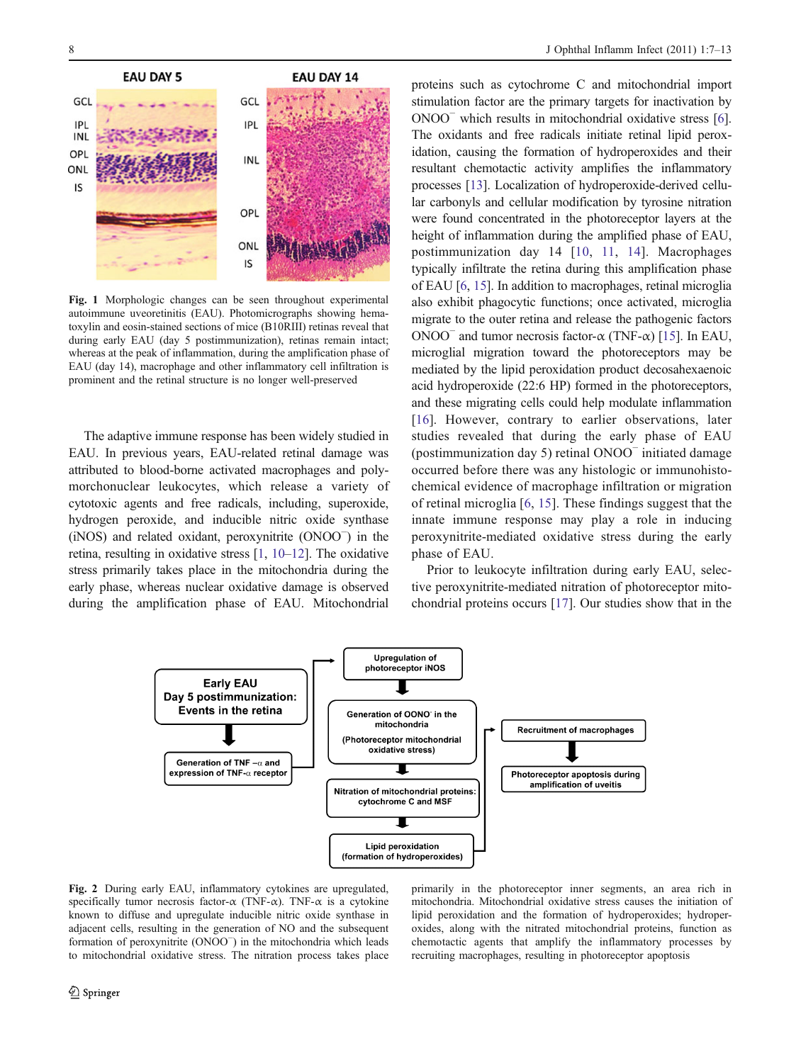Fig. 1 Morphologic changes can be seen throughout experimental autoimmune uveoretinitis (EAU). Photomicrographs showing hematoxylin and eosin-stained sections of mice (B10RIII) retinas reveal that during early EAU (day 5 postimmunization), retinas remain intact; whereas at the peak of inflammation, during the amplification phase of EAU (day 14), macrophage and other inflammatory cell infiltration is prominent and the retinal structure is no longer well-preserved

The adaptive immune response has been widely studied in EAU. In previous years, EAU-related retinal damage was attributed to blood-borne activated macrophages and polymorphonuclear leukocytes, which release a variety of cytotoxic agents and free radicals, including, superoxide, hydrogen peroxide, and inducible nitric oxide synthase (iNOS) and related oxidant, peroxynitrite ($ONOO^{-}$) in the retina, resulting in oxidative stress [1, 10–12]. The oxidative stress primarily takes place in the mitochondria during the early phase, whereas nuclear oxidative damage is observed during the amplification phase of EAU. Mitochondrial proteins such as cytochrome C and mitochondrial import stimulation factor are the primary targets for inactivation by $ONOO^{-}$ which results in mitochondrial oxidative stress [6]. The oxidants and free radicals initiate retinal lipid peroxidation, causing the formation of hydroperoxides and their resultant chemotactic activity amplifies the inflammatory processes [13]. Localization of hydroperoxide-derived cellular carbonyls and cellular modification by tyrosine nitration were found concentrated in the photoreceptor layers at the height of inflammation during the amplified phase of EAU, postimmunization day 14 [10, 11, 14]. Macrophages typically infiltrate the retina during this amplification phase of EAU [6, 15]. In addition to macrophages, retinal microglia also exhibit phagocytic functions; once activated, microglia migrate to the outer retina and release the pathogenic factors $ONOO^{-}$ and tumor necrosis factor-α (TNF-α) [15]. In EAU, microglial migration toward the photoreceptors may be mediated by the lipid peroxidation product decosahexaenoic acid hydroperoxide (22:6 HP) formed in the photoreceptors, and these migrating cells could help modulate inflammation [16]. However, contrary to earlier observations, later studies revealed that during the early phase of EAU (postimmunization day 5) retinal $ONOO^{-}$ initiated damage occurred before there was any histologic or immunohistochemical evidence of macrophage infiltration or migration of retinal microglia [6, 15]. These findings suggest that the innate immune response may play a role in inducing peroxynitrite-mediated oxidative stress during the early phase of EAU.

Prior to leukocyte infiltration during early EAU, selective peroxynitrite-mediated nitration of photoreceptor mitochondrial proteins occurs [17]. Our studies show that in the

Fig. 2 During early EAU, inflammatory cytokines are upregulated, specifically tumor necrosis factor-α (TNF-α). TNF-α is a cytokine known to diffuse and upregulate inducible nitric oxide synthase in adjacent cells, resulting in the generation of NO and the subsequent formation of peroxynitrite ($ONOO^{-}$) in the mitochondria which leads to mitochondrial oxidative stress. The nitration process takes place primarily in the photoreceptor inner segments, an area rich in mitochondria. Mitochondrial oxidative stress causes the initiation of lipid peroxidation and the formation of hydroperoxides; hydroperoxides, along with the nitrated mitochondrial proteins, function as chemotactic agents that amplify the inflammatory processes by recruiting macrophages, resulting in photoreceptor apoptosis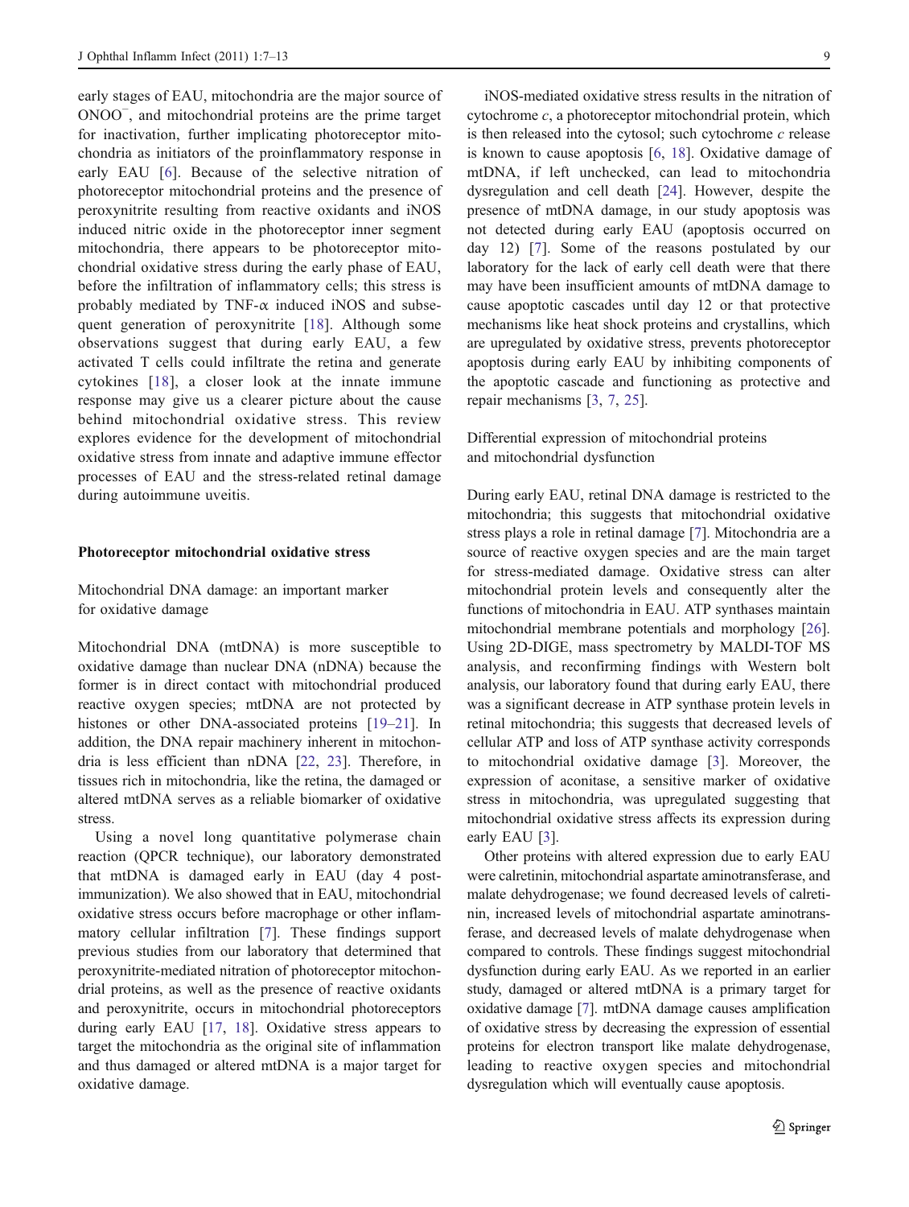early stages of EAU, mitochondria are the major source of $ONOO^-$, and mitochondrial proteins are the prime target for inactivation, further implicating photoreceptor mitochondria as initiators of the proinflammatory response in early EAU [6]. Because of the selective nitration of photoreceptor mitochondrial proteins and the presence of peroxynitrite resulting from reactive oxidants and iNOS induced nitric oxide in the photoreceptor inner segment mitochondria, there appears to be photoreceptor mitochondrial oxidative stress during the early phase of EAU, before the infiltration of inflammatory cells; this stress is probably mediated by TNF-α induced iNOS and subsequent generation of peroxynitrite [18]. Although some observations suggest that during early EAU, a few activated T cells could infiltrate the retina and generate cytokines [18], a closer look at the innate immune response may give us a clearer picture about the cause behind mitochondrial oxidative stress. This review explores evidence for the development of mitochondrial oxidative stress from innate and adaptive immune effector processes of EAU and the stress-related retinal damage during autoimmune uveitis.

## Photoreceptor mitochondrial oxidative stress

### Mitochondrial DNA damage: an important marker for oxidative damage

Mitochondrial DNA (mtDNA) is more susceptible to oxidative damage than nuclear DNA (nDNA) because the former is in direct contact with mitochondrial produced reactive oxygen species; mtDNA are not protected by histones or other DNA-associated proteins [19–21]. In addition, the DNA repair machinery inherent in mitochondria is less efficient than nDNA [22, 23]. Therefore, in tissues rich in mitochondria, like the retina, the damaged or altered mtDNA serves as a reliable biomarker of oxidative stress.

Using a novel long quantitative polymerase chain reaction (QPCR technique), our laboratory demonstrated that mtDNA is damaged early in EAU (day 4 post-immunization). We also showed that in EAU, mitochondrial oxidative stress occurs before macrophage or other inflammatory cellular infiltration [7]. These findings support previous studies from our laboratory that determined that peroxynitrite-mediated nitration of photoreceptor mitochondrial proteins, as well as the presence of reactive oxidants and peroxynitrite, occurs in mitochondrial photoreceptors during early EAU [17, 18]. Oxidative stress appears to target the mitochondria as the original site of inflammation and thus damaged or altered mtDNA is a major target for oxidative damage.

iNOS-mediated oxidative stress results in the nitration of cytochrome *c*, a photoreceptor mitochondrial protein, which is then released into the cytosol; such cytochrome *c* release is known to cause apoptosis [6, 18]. Oxidative damage of mtDNA, if left unchecked, can lead to mitochondria dysregulation and cell death [24]. However, despite the presence of mtDNA damage, in our study apoptosis was not detected during early EAU (apoptosis occurred on day 12) [7]. Some of the reasons postulated by our laboratory for the lack of early cell death were that there may have been insufficient amounts of mtDNA damage to cause apoptotic cascades until day 12 or that protective mechanisms like heat shock proteins and crystallins, which are upregulated by oxidative stress, prevents photoreceptor apoptosis during early EAU by inhibiting components of the apoptotic cascade and functioning as protective and repair mechanisms [3, 7, 25].

### Differential expression of mitochondrial proteins and mitochondrial dysfunction

During early EAU, retinal DNA damage is restricted to the mitochondria; this suggests that mitochondrial oxidative stress plays a role in retinal damage [7]. Mitochondria are a source of reactive oxygen species and are the main target for stress-mediated damage. Oxidative stress can alter mitochondrial protein levels and consequently alter the functions of mitochondria in EAU. ATP synthases maintain mitochondrial membrane potentials and morphology [26]. Using 2D-DIGE, mass spectrometry by MALDI-TOF MS analysis, and reconfirming findings with Western bolt analysis, our laboratory found that during early EAU, there was a significant decrease in ATP synthase protein levels in retinal mitochondria; this suggests that decreased levels of cellular ATP and loss of ATP synthase activity corresponds to mitochondrial oxidative damage [3]. Moreover, the expression of aconitase, a sensitive marker of oxidative stress in mitochondria, was upregulated suggesting that mitochondrial oxidative stress affects its expression during early EAU [3].

Other proteins with altered expression due to early EAU were calretinin, mitochondrial aspartate aminotransferase, and malate dehydrogenase; we found decreased levels of calretinin, increased levels of mitochondrial aspartate aminotransferase, and decreased levels of malate dehydrogenase when compared to controls. These findings suggest mitochondrial dysfunction during early EAU. As we reported in an earlier study, damaged or altered mtDNA is a primary target for oxidative damage [7]. mtDNA damage causes amplification of oxidative stress by decreasing the expression of essential proteins for electron transport like malate dehydrogenase, leading to reactive oxygen species and mitochondrial dysregulation which will eventually cause apoptosis.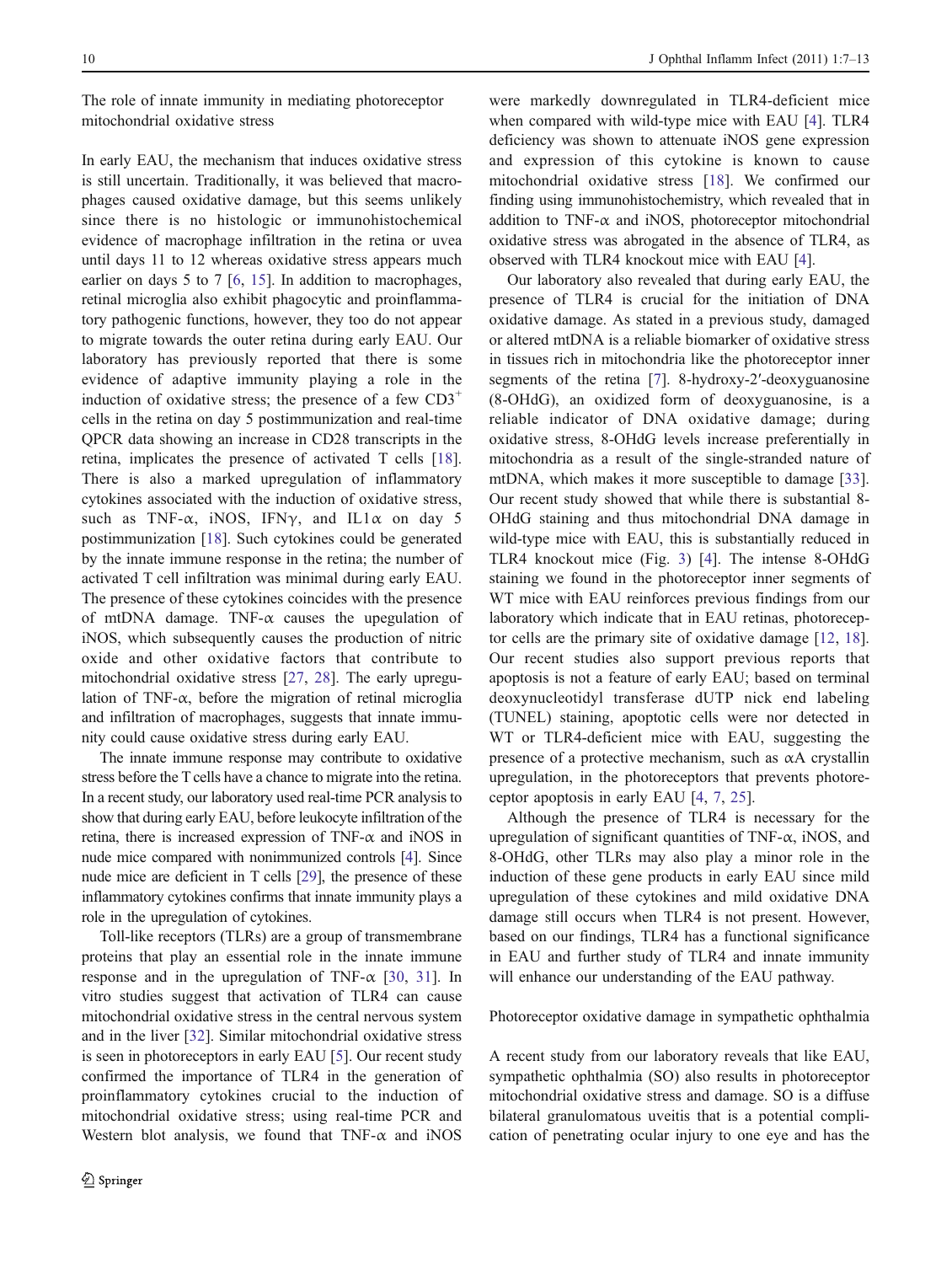## The role of innate immunity in mediating photoreceptor mitochondrial oxidative stress

In early EAU, the mechanism that induces oxidative stress is still uncertain. Traditionally, it was believed that macrophages caused oxidative damage, but this seems unlikely since there is no histologic or immunohistochemical evidence of macrophage infiltration in the retina or uvea until days 11 to 12 whereas oxidative stress appears much earlier on days 5 to 7 [6, 15]. In addition to macrophages, retinal microglia also exhibit phagocytic and proinflammatory pathogenic functions, however, they too do not appear to migrate towards the outer retina during early EAU. Our laboratory has previously reported that there is some evidence of adaptive immunity playing a role in the induction of oxidative stress; the presence of a few $CD3^{+}$ cells in the retina on day 5 postimmunization and real-time QPCR data showing an increase in CD28 transcripts in the retina, implicates the presence of activated T cells [18]. There is also a marked upregulation of inflammatory cytokines associated with the induction of oxidative stress, such as TNF-α, iNOS, IFNγ, and IL1α on day 5 postimmunization [18]. Such cytokines could be generated by the innate immune response in the retina; the number of activated T cell infiltration was minimal during early EAU. The presence of these cytokines coincides with the presence of mtDNA damage. TNF-α causes the upegulation of iNOS, which subsequently causes the production of nitric oxide and other oxidative factors that contribute to mitochondrial oxidative stress [27, 28]. The early upregulation of TNF-α, before the migration of retinal microglia and infiltration of macrophages, suggests that innate immunity could cause oxidative stress during early EAU.

The innate immune response may contribute to oxidative stress before the T cells have a chance to migrate into the retina. In a recent study, our laboratory used real-time PCR analysis to show that during early EAU, before leukocyte infiltration of the retina, there is increased expression of TNF-α and iNOS in nude mice compared with nonimmunized controls [4]. Since nude mice are deficient in T cells [29], the presence of these inflammatory cytokines confirms that innate immunity plays a role in the upregulation of cytokines.

Toll-like receptors (TLRs) are a group of transmembrane proteins that play an essential role in the innate immune response and in the upregulation of TNF-α [30, 31]. In vitro studies suggest that activation of TLR4 can cause mitochondrial oxidative stress in the central nervous system and in the liver [32]. Similar mitochondrial oxidative stress is seen in photoreceptors in early EAU [5]. Our recent study confirmed the importance of TLR4 in the generation of proinflammatory cytokines crucial to the induction of mitochondrial oxidative stress; using real-time PCR and Western blot analysis, we found that TNF-α and iNOS were markedly downregulated in TLR4-deficient mice when compared with wild-type mice with EAU [4]. TLR4 deficiency was shown to attenuate iNOS gene expression and expression of this cytokine is known to cause mitochondrial oxidative stress [18]. We confirmed our finding using immunohistochemistry, which revealed that in addition to TNF-α and iNOS, photoreceptor mitochondrial oxidative stress was abrogated in the absence of TLR4, as observed with TLR4 knockout mice with EAU [4].

Our laboratory also revealed that during early EAU, the presence of TLR4 is crucial for the initiation of DNA oxidative damage. As stated in a previous study, damaged or altered mtDNA is a reliable biomarker of oxidative stress in tissues rich in mitochondria like the photoreceptor inner segments of the retina [7]. 8-hydroxy-2′-deoxyguanosine (8-OHdG), an oxidized form of deoxyguanosine, is a reliable indicator of DNA oxidative damage; during oxidative stress, 8-OHdG levels increase preferentially in mitochondria as a result of the single-stranded nature of mtDNA, which makes it more susceptible to damage [33]. Our recent study showed that while there is substantial 8-OHdG staining and thus mitochondrial DNA damage in wild-type mice with EAU, this is substantially reduced in TLR4 knockout mice (Fig. 3) [4]. The intense 8-OHdG staining we found in the photoreceptor inner segments of WT mice with EAU reinforces previous findings from our laboratory which indicate that in EAU retinas, photoreceptor cells are the primary site of oxidative damage [12, 18]. Our recent studies also support previous reports that apoptosis is not a feature of early EAU; based on terminal deoxynucleotidyl transferase dUTP nick end labeling (TUNEL) staining, apoptotic cells were nor detected in WT or TLR4-deficient mice with EAU, suggesting the presence of a protective mechanism, such as αA crystallin upregulation, in the photoreceptors that prevents photoreceptor apoptosis in early EAU [4, 7, 25].

Although the presence of TLR4 is necessary for the upregulation of significant quantities of TNF-α, iNOS, and 8-OHdG, other TLRs may also play a minor role in the induction of these gene products in early EAU since mild upregulation of these cytokines and mild oxidative DNA damage still occurs when TLR4 is not present. However, based on our findings, TLR4 has a functional significance in EAU and further study of TLR4 and innate immunity will enhance our understanding of the EAU pathway.

## Photoreceptor oxidative damage in sympathetic ophthalmia

A recent study from our laboratory reveals that like EAU, sympathetic ophthalmia (SO) also results in photoreceptor mitochondrial oxidative stress and damage. SO is a diffuse bilateral granulomatous uveitis that is a potential complication of penetrating ocular injury to one eye and has the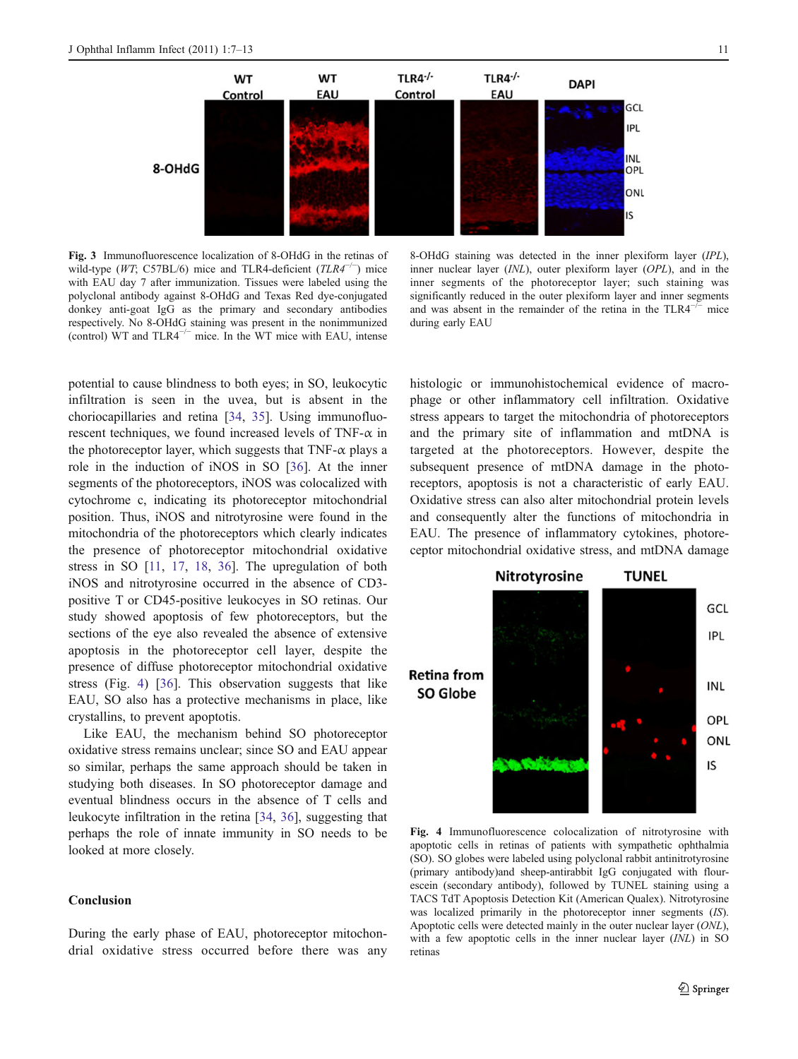**Fig. 3** Immunofluorescence localization of 8-OHdG in the retinas of wild-type (*WT*; C57BL/6) mice and TLR4-deficient (*TLR4*$^{-/-}$) mice with EAU day 7 after immunization. Tissues were labeled using the polyclonal antibody against 8-OHdG and Texas Red dye-conjugated donkey anti-goat IgG as the primary and secondary antibodies respectively. No 8-OHdG staining was present in the nonimmunized (control) WT and TLR4$^{-/-}$ mice. In the WT mice with EAU, intense 8-OHdG staining was detected in the inner plexiform layer (*IPL*), inner nuclear layer (*INL*), outer plexiform layer (*OPL*), and in the inner segments of the photoreceptor layer; such staining was significantly reduced in the outer plexiform layer and inner segments and was absent in the remainder of the retina in the TLR4$^{-/-}$ mice during early EAU

potential to cause blindness to both eyes; in SO, leukocytic infiltration is seen in the uvea, but is absent in the choriocapillaries and retina [34, 35]. Using immunofluorescent techniques, we found increased levels of TNF-α in the photoreceptor layer, which suggests that TNF-α plays a role in the induction of iNOS in SO [36]. At the inner segments of the photoreceptors, iNOS was colocalized with cytochrome c, indicating its photoreceptor mitochondrial position. Thus, iNOS and nitrotyrosine were found in the mitochondria of the photoreceptors which clearly indicates the presence of photoreceptor mitochondrial oxidative stress in SO [11, 17, 18, 36]. The upregulation of both iNOS and nitrotyrosine occurred in the absence of CD3-positive T or CD45-positive leukocyes in SO retinas. Our study showed apoptosis of few photoreceptors, but the sections of the eye also revealed the absence of extensive apoptosis in the photoreceptor cell layer, despite the presence of diffuse photoreceptor mitochondrial oxidative stress (Fig. 4) [36]. This observation suggests that like EAU, SO also has a protective mechanisms in place, like crystallins, to prevent apoptotis.

Like EAU, the mechanism behind SO photoreceptor oxidative stress remains unclear; since SO and EAU appear so similar, perhaps the same approach should be taken in studying both diseases. In SO photoreceptor damage and eventual blindness occurs in the absence of T cells and leukocyte infiltration in the retina [34, 36], suggesting that perhaps the role of innate immunity in SO needs to be looked at more closely.

## Conclusion

During the early phase of EAU, photoreceptor mitochondrial oxidative stress occurred before there was any histologic or immunohistochemical evidence of macrophage or other inflammatory cell infiltration. Oxidative stress appears to target the mitochondria of photoreceptors and the primary site of inflammation and mtDNA is targeted at the photoreceptors. However, despite the subsequent presence of mtDNA damage in the photoreceptors, apoptosis is not a characteristic of early EAU. Oxidative stress can also alter mitochondrial protein levels and consequently alter the functions of mitochondria in EAU. The presence of inflammatory cytokines, photoreceptor mitochondrial oxidative stress, and mtDNA damage

**Fig. 4** Immunofluorescence colocalization of nitrotyrosine with apoptotic cells in retinas of patients with sympathetic ophthalmia (SO). SO globes were labeled using polyclonal rabbit antinitrotyrosine (primary antibody)and sheep-antirabbit IgG conjugated with flourescein (secondary antibody), followed by TUNEL staining using a TACS TdT Apoptosis Detection Kit (American Qualex). Nitrotyrosine was localized primarily in the photoreceptor inner segments (*IS*). Apoptotic cells were detected mainly in the outer nuclear layer (*ONL*), with a few apoptotic cells in the inner nuclear layer (*INL*) in SO retinas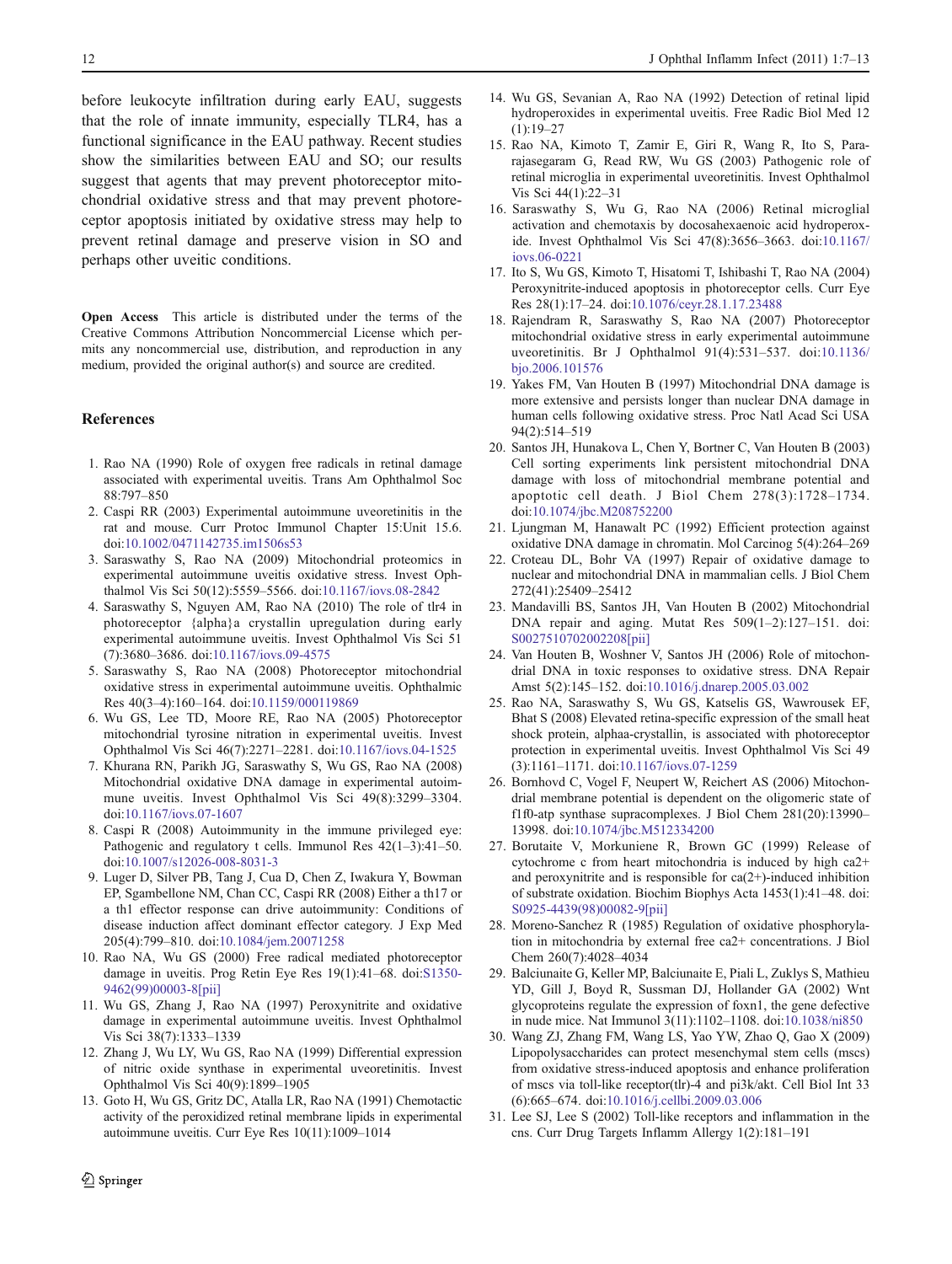before leukocyte infiltration during early EAU, suggests that the role of innate immunity, especially TLR4, has a functional significance in the EAU pathway. Recent studies show the similarities between EAU and SO; our results suggest that agents that may prevent photoreceptor mitochondrial oxidative stress and that may prevent photoreceptor apoptosis initiated by oxidative stress may help to prevent retinal damage and preserve vision in SO and perhaps other uveitic conditions.

**Open Access** This article is distributed under the terms of the Creative Commons Attribution Noncommercial License which permits any noncommercial use, distribution, and reproduction in any medium, provided the original author(s) and source are credited.

## References

1. Rao NA (1990) Role of oxygen free radicals in retinal damage associated with experimental uveitis. Trans Am Ophthalmol Soc 88:797–850
2. Caspi RR (2003) Experimental autoimmune uveoretinitis in the rat and mouse. Curr Protoc Immunol Chapter 15:Unit 15.6. doi:10.1002/0471142735.im1506s53
3. Saraswathy S, Rao NA (2009) Mitochondrial proteomics in experimental autoimmune uveitis oxidative stress. Invest Ophthalmol Vis Sci 50(12):5559–5566. doi:10.1167/iovs.08-2842
4. Saraswathy S, Nguyen AM, Rao NA (2010) The role of tlr4 in photoreceptor {alpha}a crystallin upregulation during early experimental autoimmune uveitis. Invest Ophthalmol Vis Sci 51 (7):3680–3686. doi:10.1167/iovs.09-4575
5. Saraswathy S, Rao NA (2008) Photoreceptor mitochondrial oxidative stress in experimental autoimmune uveitis. Ophthalmic Res 40(3–4):160–164. doi:10.1159/000119869
6. Wu GS, Lee TD, Moore RE, Rao NA (2005) Photoreceptor mitochondrial tyrosine nitration in experimental uveitis. Invest Ophthalmol Vis Sci 46(7):2271–2281. doi:10.1167/iovs.04-1525
7. Khurana RN, Parikh JG, Saraswathy S, Wu GS, Rao NA (2008) Mitochondrial oxidative DNA damage in experimental autoimmune uveitis. Invest Ophthalmol Vis Sci 49(8):3299–3304. doi:10.1167/iovs.07-1607
8. Caspi R (2008) Autoimmunity in the immune privileged eye: Pathogenic and regulatory t cells. Immunol Res 42(1–3):41–50. doi:10.1007/s12026-008-8031-3
9. Luger D, Silver PB, Tang J, Cua D, Chen Z, Iwakura Y, Bowman EP, Sgambellone NM, Chan CC, Caspi RR (2008) Either a th17 or a th1 effector response can drive autoimmunity: Conditions of disease induction affect dominant effector category. J Exp Med 205(4):799–810. doi:10.1084/jem.20071258
10. Rao NA, Wu GS (2000) Free radical mediated photoreceptor damage in uveitis. Prog Retin Eye Res 19(1):41–68. doi:S1350-9462(99)00003-8[pii]
11. Wu GS, Zhang J, Rao NA (1997) Peroxynitrite and oxidative damage in experimental autoimmune uveitis. Invest Ophthalmol Vis Sci 38(7):1333–1339
12. Zhang J, Wu LY, Wu GS, Rao NA (1999) Differential expression of nitric oxide synthase in experimental uveoretinitis. Invest Ophthalmol Vis Sci 40(9):1899–1905
13. Goto H, Wu GS, Gritz DC, Atalla LR, Rao NA (1991) Chemotactic activity of the peroxidized retinal membrane lipids in experimental autoimmune uveitis. Curr Eye Res 10(11):1009–1014
14. Wu GS, Sevanian A, Rao NA (1992) Detection of retinal lipid hydroperoxides in experimental uveitis. Free Radic Biol Med 12 (1):19–27
15. Rao NA, Kimoto T, Zamir E, Giri R, Wang R, Ito S, Pararajasegaram G, Read RW, Wu GS (2003) Pathogenic role of retinal microglia in experimental uveoretinitis. Invest Ophthalmol Vis Sci 44(1):22–31
16. Saraswathy S, Wu G, Rao NA (2006) Retinal microglial activation and chemotaxis by docosahexaenoic acid hydroperoxide. Invest Ophthalmol Vis Sci 47(8):3656–3663. doi:10.1167/iovs.06-0221
17. Ito S, Wu GS, Kimoto T, Hisatomi T, Ishibashi T, Rao NA (2004) Peroxynitrite-induced apoptosis in photoreceptor cells. Curr Eye Res 28(1):17–24. doi:10.1076/ceyr.28.1.17.23488
18. Rajendram R, Saraswathy S, Rao NA (2007) Photoreceptor mitochondrial oxidative stress in early experimental autoimmune uveoretinitis. Br J Ophthalmol 91(4):531–537. doi:10.1136/bjo.2006.101576
19. Yakes FM, Van Houten B (1997) Mitochondrial DNA damage is more extensive and persists longer than nuclear DNA damage in human cells following oxidative stress. Proc Natl Acad Sci USA 94(2):514–519
20. Santos JH, Hunakova L, Chen Y, Bortner C, Van Houten B (2003) Cell sorting experiments link persistent mitochondrial DNA damage with loss of mitochondrial membrane potential and apoptotic cell death. J Biol Chem 278(3):1728–1734. doi:10.1074/jbc.M208752200
21. Ljungman M, Hanawalt PC (1992) Efficient protection against oxidative DNA damage in chromatin. Mol Carcinog 5(4):264–269
22. Croteau DL, Bohr VA (1997) Repair of oxidative damage to nuclear and mitochondrial DNA in mammalian cells. J Biol Chem 272(41):25409–25412
23. Mandavilli BS, Santos JH, Van Houten B (2002) Mitochondrial DNA repair and aging. Mutat Res 509(1–2):127–151. doi:S0027510702002208[pii]
24. Van Houten B, Woshner V, Santos JH (2006) Role of mitochondrial DNA in toxic responses to oxidative stress. DNA Repair Amst 5(2):145–152. doi:10.1016/j.dnarep.2005.03.002
25. Rao NA, Saraswathy S, Wu GS, Katselis GS, Wawrousek EF, Bhat S (2008) Elevated retina-specific expression of the small heat shock protein, alphaa-crystallin, is associated with photoreceptor protection in experimental uveitis. Invest Ophthalmol Vis Sci 49 (3):1161–1171. doi:10.1167/iovs.07-1259
26. Bornhovd C, Vogel F, Neupert W, Reichert AS (2006) Mitochondrial membrane potential is dependent on the oligomeric state of f1f0-atp synthase supracomplexes. J Biol Chem 281(20):13990–13998. doi:10.1074/jbc.M512334200
27. Borutaite V, Morkuniene R, Brown GC (1999) Release of cytochrome c from heart mitochondria is induced by high ca2+ and peroxynitrite and is responsible for ca(2+)-induced inhibition of substrate oxidation. Biochim Biophys Acta 1453(1):41–48. doi:S0925-4439(98)00082-9[pii]
28. Moreno-Sanchez R (1985) Regulation of oxidative phosphorylation in mitochondria by external free ca2+ concentrations. J Biol Chem 260(7):4028–4034
29. Balciunaite G, Keller MP, Balciunaite E, Piali L, Zuklys S, Mathieu YD, Gill J, Boyd R, Sussman DJ, Hollander GA (2002) Wnt glycoproteins regulate the expression of foxn1, the gene defective in nude mice. Nat Immunol 3(11):1102–1108. doi:10.1038/ni850
30. Wang ZJ, Zhang FM, Wang LS, Yao YW, Zhao Q, Gao X (2009) Lipopolysaccharides can protect mesenchymal stem cells (mscs) from oxidative stress-induced apoptosis and enhance proliferation of mscs via toll-like receptor(tlr)-4 and pi3k/akt. Cell Biol Int 33 (6):665–674. doi:10.1016/j.cellbi.2009.03.006
31. Lee SJ, Lee S (2002) Toll-like receptors and inflammation in the cns. Curr Drug Targets Inflamm Allergy 1(2):181–191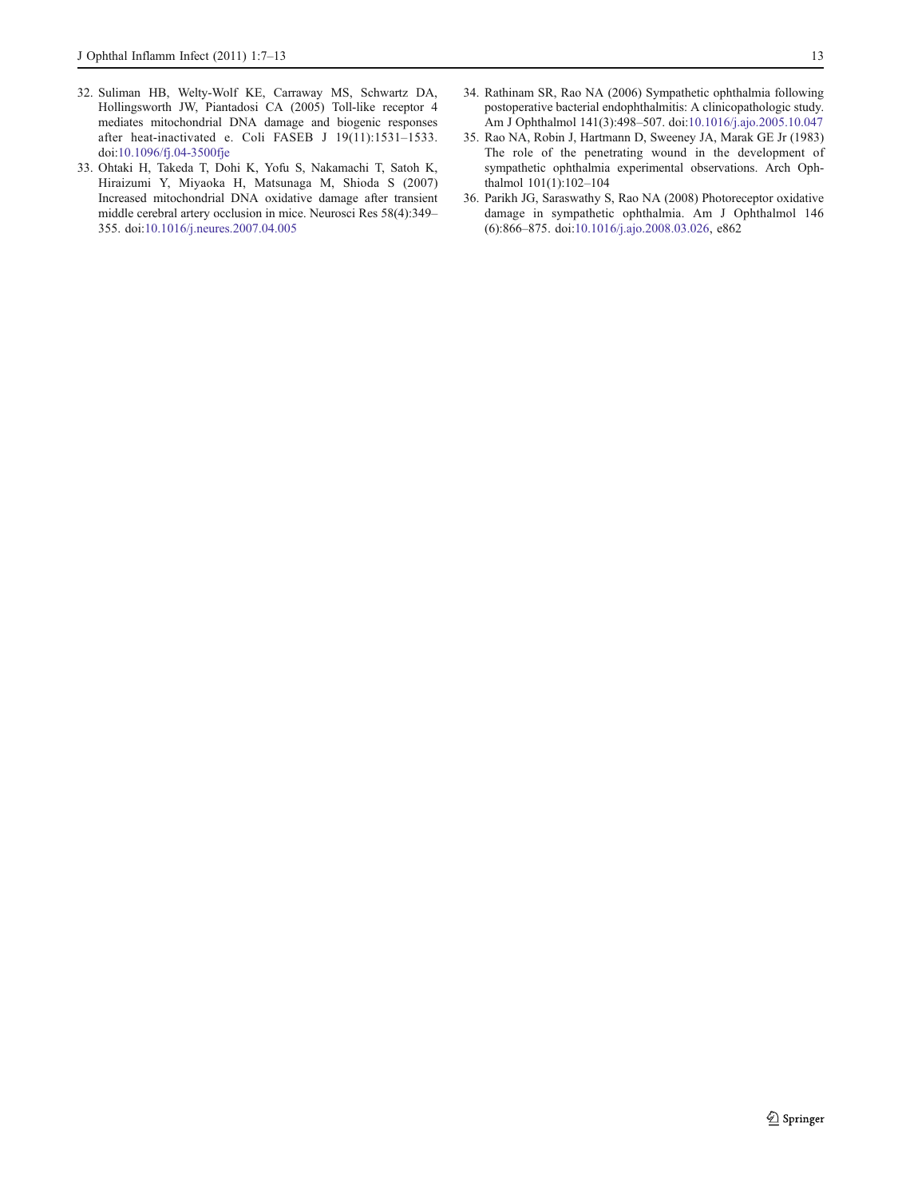32. Suliman HB, Welty-Wolf KE, Carraway MS, Schwartz DA, Hollingsworth JW, Piantadosi CA (2005) Toll-like receptor 4 mediates mitochondrial DNA damage and biogenic responses after heat-inactivated e. Coli FASEB J 19(11):1531–1533. doi:10.1096/fj.04-3500fje
33. Ohtaki H, Takeda T, Dohi K, Yofu S, Nakamachi T, Satoh K, Hiraizumi Y, Miyaoka H, Matsunaga M, Shioda S (2007) Increased mitochondrial DNA oxidative damage after transient middle cerebral artery occlusion in mice. Neurosci Res 58(4):349–355. doi:10.1016/j.neures.2007.04.005
34. Rathinam SR, Rao NA (2006) Sympathetic ophthalmia following postoperative bacterial endophthalmitis: A clinicopathologic study. Am J Ophthalmol 141(3):498–507. doi:10.1016/j.ajo.2005.10.047
35. Rao NA, Robin J, Hartmann D, Sweeney JA, Marak GE Jr (1983) The role of the penetrating wound in the development of sympathetic ophthalmia experimental observations. Arch Ophthalmol 101(1):102–104
36. Parikh JG, Saraswathy S, Rao NA (2008) Photoreceptor oxidative damage in sympathetic ophthalmia. Am J Ophthalmol 146 (6):866–875. doi:10.1016/j.ajo.2008.03.026, e862